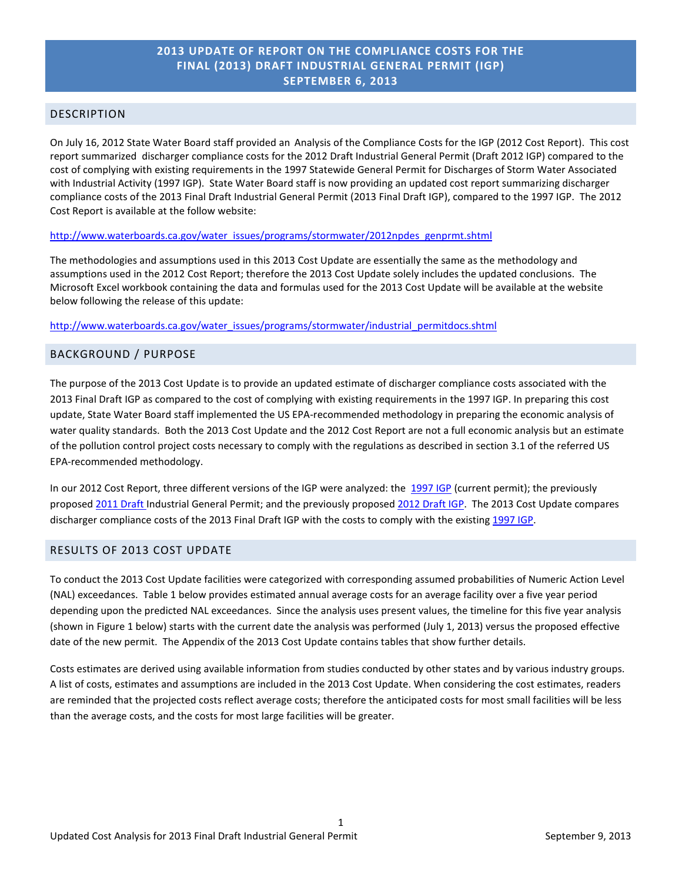# 2013 UPDATE OF REPORT ON THE COMPLIANCE COSTS FOR THE FINAL (2013) DRAFT INDUSTRIAL GENERAL PERMIT (IGP) SEPTEMBER 6, 2013

## DESCRIPTION

On July 16, 2012 State Water Board staff provided an Analysis of the Compliance Costs for the IGP (2012 Cost Report). This cost report summarized discharger compliance costs for the 2012 Draft Industrial General Permit (Draft 2012 IGP) compared to the cost of complying with existing requirements in the 1997 Statewide General Permit for Discharges of Storm Water Associated with Industrial Activity (1997 IGP). State Water Board staff is now providing an updated cost report summarizing discharger compliance costs of the 2013 Final Draft Industrial General Permit (2013 Final Draft IGP), compared to the 1997 IGP. The 2012 Cost Report is available at the follow website:

http://www.waterboards.ca.gov/water_issues/programs/stormwater/2012npdes_genprmt.shtml

The methodologies and assumptions used in this 2013 Cost Update are essentially the same as the methodology and assumptions used in the 2012 Cost Report; therefore the 2013 Cost Update solely includes the updated conclusions. The Microsoft Excel workbook containing the data and formulas used for the 2013 Cost Update will be available at the website below following the release of this update:

http://www.waterboards.ca.gov/water_issues/programs/stormwater/industrial_permitdocs.shtml

## BACKGROUND / PURPOSE

The purpose of the 2013 Cost Update is to provide an updated estimate of discharger compliance costs associated with the 2013 Final Draft IGP as compared to the cost of complying with existing requirements in the 1997 IGP. In preparing this cost update, State Water Board staff implemented the US EPA-recommended methodology in preparing the economic analysis of water quality standards. Both the 2013 Cost Update and the 2012 Cost Report are not a full economic analysis but an estimate of the pollution control project costs necessary to comply with the regulations as described in section 3.1 of the referred US EPA-recommended methodology.

In our 2012 Cost Report, three different versions of the IGP were analyzed: the 1997 IGP (current permit); the previously proposed 2011 Draft Industrial General Permit; and the previously proposed 2012 Draft IGP. The 2013 Cost Update compares discharger compliance costs of the 2013 Final Draft IGP with the costs to comply with the existing 1997 IGP.

## RESULTS OF 2013 COST UPDATE

To conduct the 2013 Cost Update facilities were categorized with corresponding assumed probabilities of Numeric Action Level (NAL) exceedances. Table 1 below provides estimated annual average costs for an average facility over a five year period depending upon the predicted NAL exceedances. Since the analysis uses present values, the timeline for this five year analysis (shown in Figure 1 below) starts with the current date the analysis was performed (July 1, 2013) versus the proposed effective date of the new permit. The Appendix of the 2013 Cost Update contains tables that show further details.

Costs estimates are derived using available information from studies conducted by other states and by various industry groups. A list of costs, estimates and assumptions are included in the 2013 Cost Update. When considering the cost estimates, readers are reminded that the projected costs reflect average costs; therefore the anticipated costs for most small facilities will be less than the average costs, and the costs for most large facilities will be greater.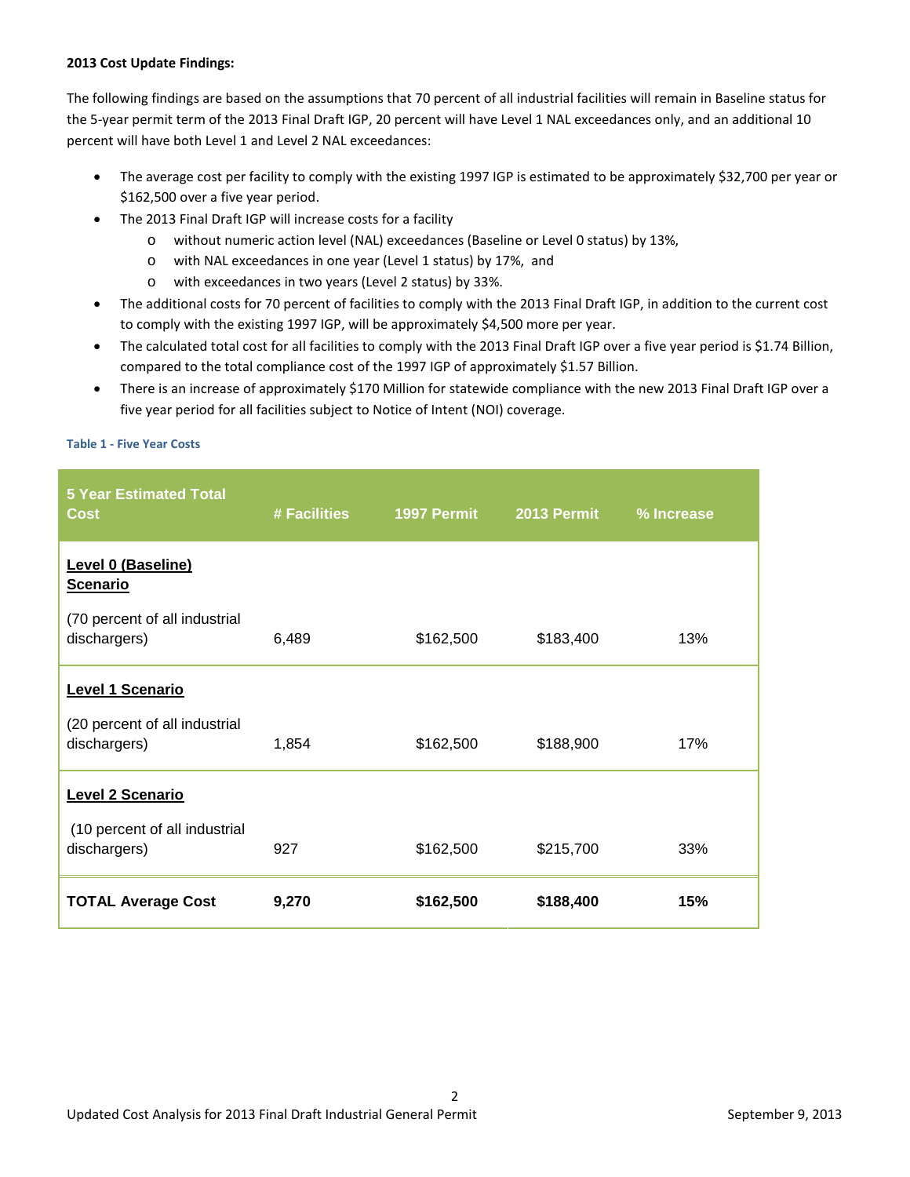**2013 Cost Update Findings:**

The following findings are based on the assumptions that 70 percent of all industrial facilities will remain in Baseline status for the 5-year permit term of the 2013 Final Draft IGP, 20 percent will have Level 1 NAL exceedances only, and an additional 10 percent will have both Level 1 and Level 2 NAL exceedances:

- The average cost per facility to comply with the existing 1997 IGP is estimated to be approximately $32,700 per year or $162,500 over a five year period.
- The 2013 Final Draft IGP will increase costs for a facility
  - without numeric action level (NAL) exceedances (Baseline or Level 0 status) by 13%,
  - with NAL exceedances in one year (Level 1 status) by 17%, and
  - with exceedances in two years (Level 2 status) by 33%.
- The additional costs for 70 percent of facilities to comply with the 2013 Final Draft IGP, in addition to the current cost to comply with the existing 1997 IGP, will be approximately $4,500 more per year.
- The calculated total cost for all facilities to comply with the 2013 Final Draft IGP over a five year period is $1.74 Billion, compared to the total compliance cost of the 1997 IGP of approximately $1.57 Billion.
- There is an increase of approximately $170 Million for statewide compliance with the new 2013 Final Draft IGP over a five year period for all facilities subject to Notice of Intent (NOI) coverage.

Table 1 - Five Year Costs

| 5 Year Estimated Total Cost | # Facilities | 1997 Permit | 2013 Permit | % Increase |
|---|---|---|---|---|
| **Level 0 (Baseline) Scenario** (70 percent of all industrial dischargers) | 6,489 | $162,500 | $183,400 | 13% |
| **Level 1 Scenario** (20 percent of all industrial dischargers) | 1,854 | $162,500 | $188,900 | 17% |
| **Level 2 Scenario** (10 percent of all industrial dischargers) | 927 | $162,500 | $215,700 | 33% |
| **TOTAL Average Cost** | **9,270** | **$162,500** | **$188,400** | **15%** |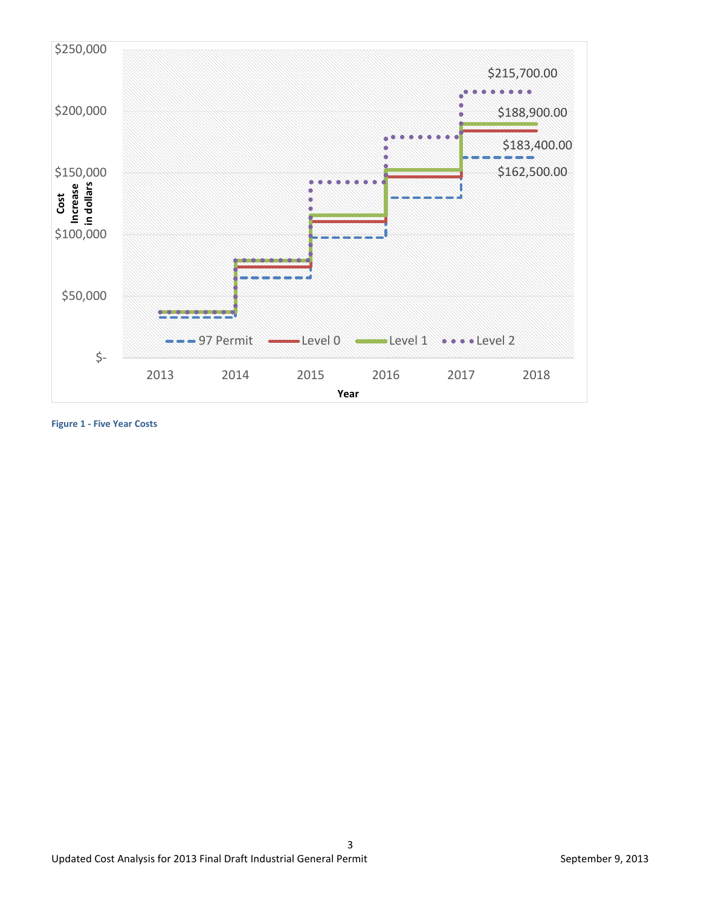Figure 1 - Five Year Costs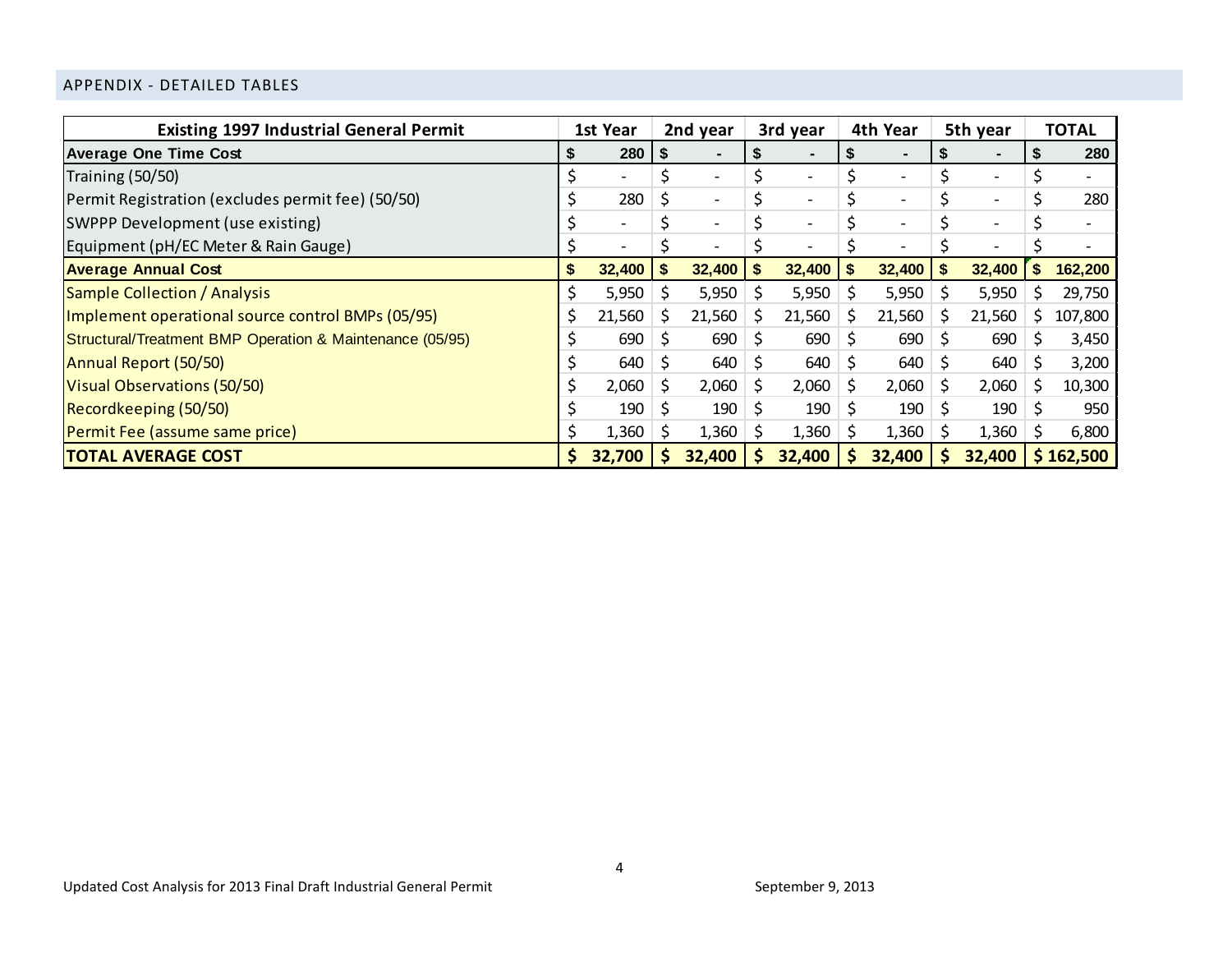## APPENDIX - DETAILED TABLES

| Existing 1997 Industrial General Permit | 1st Year | 2nd year | 3rd year | 4th Year | 5th year | TOTAL |
|---|---|---|---|---|---|---|
| **Average One Time Cost** | **$ 280** | **$ -** | **$ -** | **$ -** | **$ -** | **$ 280** |
| Training (50/50) | $ - | $ - | $ - | $ - | $ - | $ - |
| Permit Registration (excludes permit fee) (50/50) | $ 280 | $ - | $ - | $ - | $ - | $ 280 |
| SWPPP Development (use existing) | $ - | $ - | $ - | $ - | $ - | $ - |
| Equipment (pH/EC Meter & Rain Gauge) | $ - | $ - | $ - | $ - | $ - | $ - |
| **Average Annual Cost** | **$ 32,400** | **$ 32,400** | **$ 32,400** | **$ 32,400** | **$ 32,400** | **$ 162,200** |
| Sample Collection / Analysis | $ 5,950 | $ 5,950 | $ 5,950 | $ 5,950 | $ 5,950 | $ 29,750 |
| Implement operational source control BMPs (05/95) | $ 21,560 | $ 21,560 | $ 21,560 | $ 21,560 | $ 21,560 | $ 107,800 |
| Structural/Treatment BMP Operation & Maintenance (05/95) | $ 690 | $ 690 | $ 690 | $ 690 | $ 690 | $ 3,450 |
| Annual Report (50/50) | $ 640 | $ 640 | $ 640 | $ 640 | $ 640 | $ 3,200 |
| Visual Observations (50/50) | $ 2,060 | $ 2,060 | $ 2,060 | $ 2,060 | $ 2,060 | $ 10,300 |
| Recordkeeping (50/50) | $ 190 | $ 190 | $ 190 | $ 190 | $ 190 | $ 950 |
| Permit Fee (assume same price) | $ 1,360 | $ 1,360 | $ 1,360 | $ 1,360 | $ 1,360 | $ 6,800 |
| **TOTAL AVERAGE COST** | **$ 32,700** | **$ 32,400** | **$ 32,400** | **$ 32,400** | **$ 32,400** | **$ 162,500** |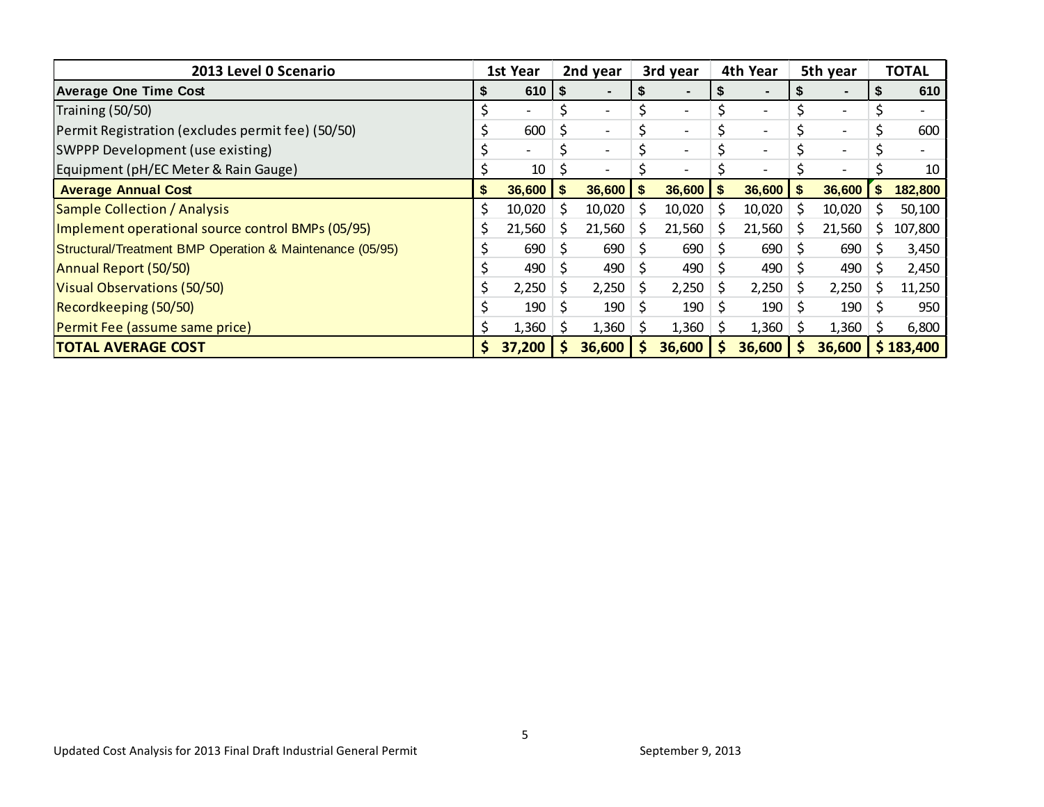| 2013 Level 0 Scenario | 1st Year | 2nd year | 3rd year | 4th Year | 5th year | TOTAL |
|---|---|---|---|---|---|---|
| **Average One Time Cost** | **$ 610** | **$ -** | **$ -** | **$ -** | **$ -** | **$ 610** |
| Training (50/50) | $ - | $ - | $ - | $ - | $ - | $ - |
| Permit Registration (excludes permit fee) (50/50) | $ 600 | $ - | $ - | $ - | $ - | $ 600 |
| SWPPP Development (use existing) | $ - | $ - | $ - | $ - | $ - | $ - |
| Equipment (pH/EC Meter & Rain Gauge) | $ 10 | $ - | $ - | $ - | $ - | $ 10 |
| **Average Annual Cost** | **$ 36,600** | **$ 36,600** | **$ 36,600** | **$ 36,600** | **$ 36,600** | **$ 182,800** |
| Sample Collection / Analysis | $ 10,020 | $ 10,020 | $ 10,020 | $ 10,020 | $ 10,020 | $ 50,100 |
| Implement operational source control BMPs (05/95) | $ 21,560 | $ 21,560 | $ 21,560 | $ 21,560 | $ 21,560 | $ 107,800 |
| Structural/Treatment BMP Operation & Maintenance (05/95) | $ 690 | $ 690 | $ 690 | $ 690 | $ 690 | $ 3,450 |
| Annual Report (50/50) | $ 490 | $ 490 | $ 490 | $ 490 | $ 490 | $ 2,450 |
| Visual Observations (50/50) | $ 2,250 | $ 2,250 | $ 2,250 | $ 2,250 | $ 2,250 | $ 11,250 |
| Recordkeeping (50/50) | $ 190 | $ 190 | $ 190 | $ 190 | $ 190 | $ 950 |
| Permit Fee (assume same price) | $ 1,360 | $ 1,360 | $ 1,360 | $ 1,360 | $ 1,360 | $ 6,800 |
| **TOTAL AVERAGE COST** | **$ 37,200** | **$ 36,600** | **$ 36,600** | **$ 36,600** | **$ 36,600** | **$ 183,400** |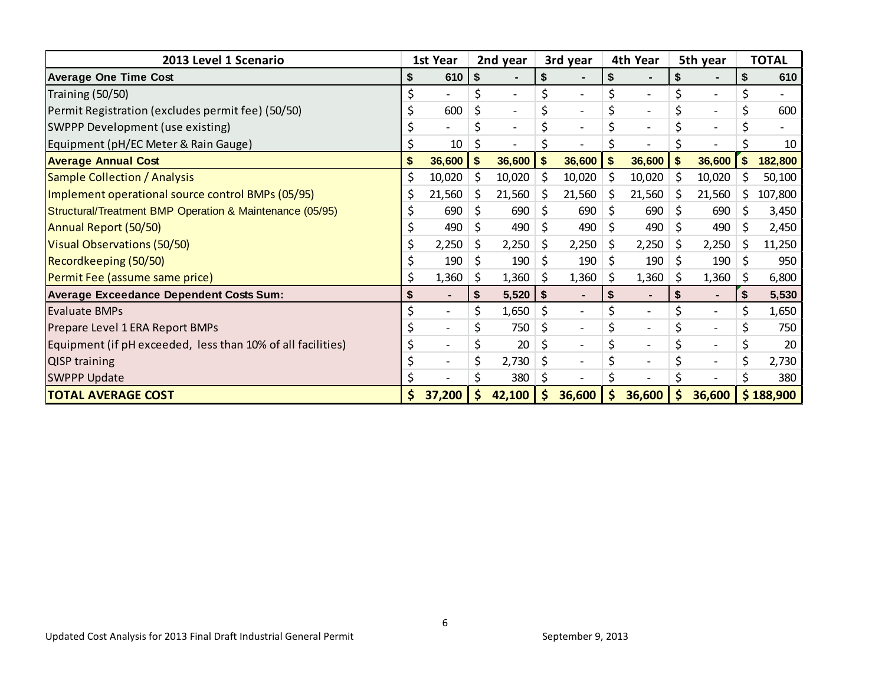| 2013 Level 1 Scenario | 1st Year | 2nd year | 3rd year | 4th Year | 5th year | TOTAL |
|---|---|---|---|---|---|---|
| **Average One Time Cost** | **$ 610** | **$ -** | **$ -** | **$ -** | **$ -** | **$ 610** |
| Training (50/50) | $ - | $ - | $ - | $ - | $ - | $ - |
| Permit Registration (excludes permit fee) (50/50) | $ 600 | $ - | $ - | $ - | $ - | $ 600 |
| SWPPP Development (use existing) | $ - | $ - | $ - | $ - | $ - | $ - |
| Equipment (pH/EC Meter & Rain Gauge) | $ 10 | $ - | $ - | $ - | $ - | $ 10 |
| **Average Annual Cost** | **$ 36,600** | **$ 36,600** | **$ 36,600** | **$ 36,600** | **$ 36,600** | **$ 182,800** |
| Sample Collection / Analysis | $ 10,020 | $ 10,020 | $ 10,020 | $ 10,020 | $ 10,020 | $ 50,100 |
| Implement operational source control BMPs (05/95) | $ 21,560 | $ 21,560 | $ 21,560 | $ 21,560 | $ 21,560 | $ 107,800 |
| Structural/Treatment BMP Operation & Maintenance (05/95) | $ 690 | $ 690 | $ 690 | $ 690 | $ 690 | $ 3,450 |
| Annual Report (50/50) | $ 490 | $ 490 | $ 490 | $ 490 | $ 490 | $ 2,450 |
| Visual Observations (50/50) | $ 2,250 | $ 2,250 | $ 2,250 | $ 2,250 | $ 2,250 | $ 11,250 |
| Recordkeeping (50/50) | $ 190 | $ 190 | $ 190 | $ 190 | $ 190 | $ 950 |
| Permit Fee (assume same price) | $ 1,360 | $ 1,360 | $ 1,360 | $ 1,360 | $ 1,360 | $ 6,800 |
| **Average Exceedance Dependent Costs Sum:** | **$ -** | **$ 5,520** | **$ -** | **$ -** | **$ -** | **$ 5,530** |
| Evaluate BMPs | $ - | $ 1,650 | $ - | $ - | $ - | $ 1,650 |
| Prepare Level 1 ERA Report BMPs | $ - | $ 750 | $ - | $ - | $ - | $ 750 |
| Equipment (if pH exceeded, less than 10% of all facilities) | $ - | $ 20 | $ - | $ - | $ - | $ 20 |
| QISP training | $ - | $ 2,730 | $ - | $ - | $ - | $ 2,730 |
| SWPPP Update | $ - | $ 380 | $ - | $ - | $ - | $ 380 |
| **TOTAL AVERAGE COST** | **$ 37,200** | **$ 42,100** | **$ 36,600** | **$ 36,600** | **$ 36,600** | **$ 188,900** |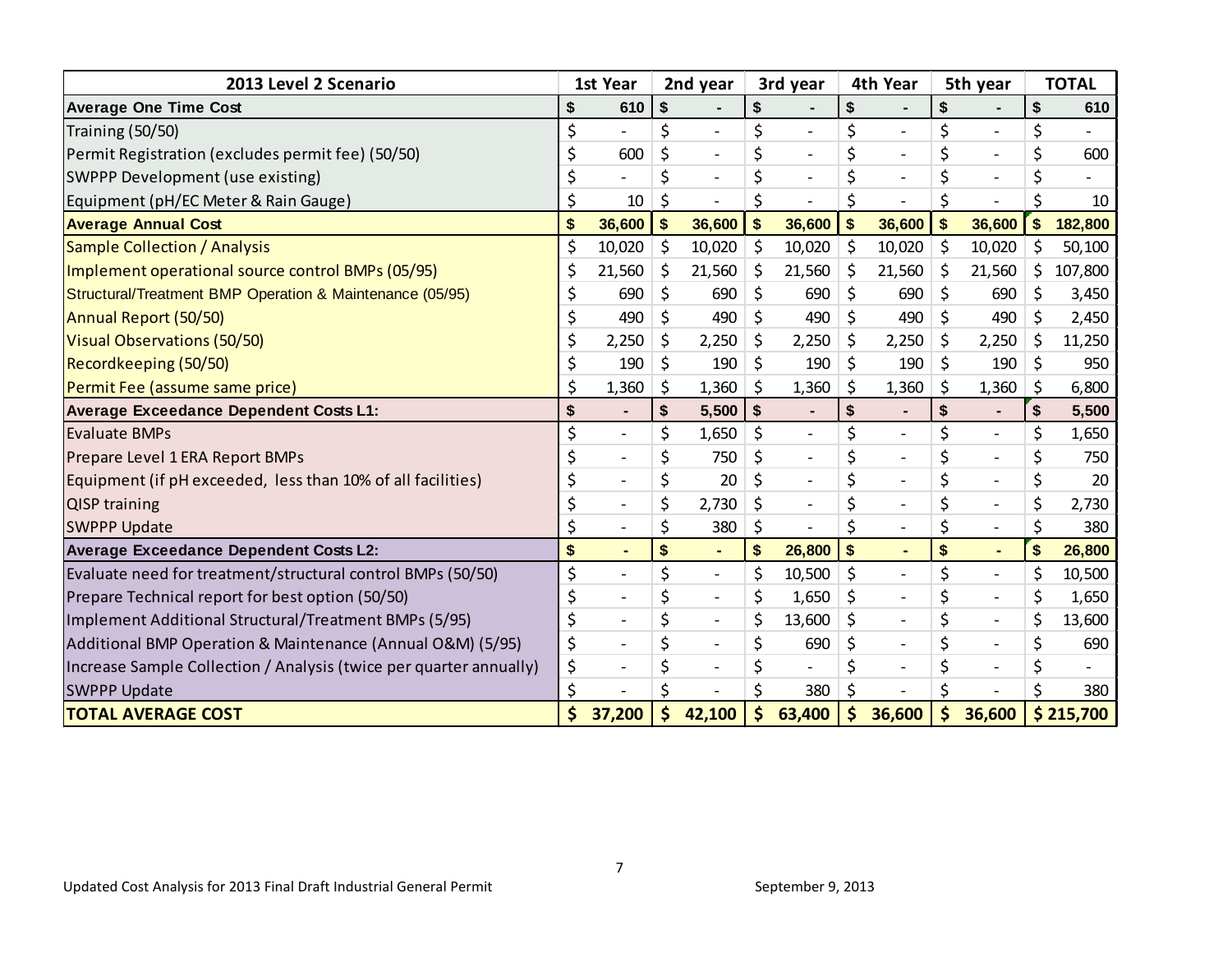| 2013 Level 2 Scenario | 1st Year | 2nd year | 3rd year | 4th Year | 5th year | TOTAL |
|---|---|---|---|---|---|---|
| **Average One Time Cost** | **$ 610** | **$ -** | **$ -** | **$ -** | **$ -** | **$ 610** |
| Training (50/50) | $ - | $ - | $ - | $ - | $ - | $ - |
| Permit Registration (excludes permit fee) (50/50) | $ 600 | $ - | $ - | $ - | $ - | $ 600 |
| SWPPP Development (use existing) | $ - | $ - | $ - | $ - | $ - | $ - |
| Equipment (pH/EC Meter & Rain Gauge) | $ 10 | $ - | $ - | $ - | $ - | $ 10 |
| **Average Annual Cost** | **$ 36,600** | **$ 36,600** | **$ 36,600** | **$ 36,600** | **$ 36,600** | **$ 182,800** |
| Sample Collection / Analysis | $ 10,020 | $ 10,020 | $ 10,020 | $ 10,020 | $ 10,020 | $ 50,100 |
| Implement operational source control BMPs (05/95) | $ 21,560 | $ 21,560 | $ 21,560 | $ 21,560 | $ 21,560 | $ 107,800 |
| Structural/Treatment BMP Operation & Maintenance (05/95) | $ 690 | $ 690 | $ 690 | $ 690 | $ 690 | $ 3,450 |
| Annual Report (50/50) | $ 490 | $ 490 | $ 490 | $ 490 | $ 490 | $ 2,450 |
| Visual Observations (50/50) | $ 2,250 | $ 2,250 | $ 2,250 | $ 2,250 | $ 2,250 | $ 11,250 |
| Recordkeeping (50/50) | $ 190 | $ 190 | $ 190 | $ 190 | $ 190 | $ 950 |
| Permit Fee (assume same price) | $ 1,360 | $ 1,360 | $ 1,360 | $ 1,360 | $ 1,360 | $ 6,800 |
| **Average Exceedance Dependent Costs L1:** | **$ -** | **$ 5,500** | **$ -** | **$ -** | **$ -** | **$ 5,500** |
| Evaluate BMPs | $ - | $ 1,650 | $ - | $ - | $ - | $ 1,650 |
| Prepare Level 1 ERA Report BMPs | $ - | $ 750 | $ - | $ - | $ - | $ 750 |
| Equipment (if pH exceeded, less than 10% of all facilities) | $ - | $ 20 | $ - | $ - | $ - | $ 20 |
| QISP training | $ - | $ 2,730 | $ - | $ - | $ - | $ 2,730 |
| SWPPP Update | $ - | $ 380 | $ - | $ - | $ - | $ 380 |
| **Average Exceedance Dependent Costs L2:** | **$ -** | **$ -** | **$ 26,800** | **$ -** | **$ -** | **$ 26,800** |
| Evaluate need for treatment/structural control BMPs (50/50) | $ - | $ - | $ 10,500 | $ - | $ - | $ 10,500 |
| Prepare Technical report for best option (50/50) | $ - | $ - | $ 1,650 | $ - | $ - | $ 1,650 |
| Implement Additional Structural/Treatment BMPs (5/95) | $ - | $ - | $ 13,600 | $ - | $ - | $ 13,600 |
| Additional BMP Operation & Maintenance (Annual O&M) (5/95) | $ - | $ - | $ 690 | $ - | $ - | $ 690 |
| Increase Sample Collection / Analysis (twice per quarter annually) | $ - | $ - | $ - | $ - | $ - | $ - |
| SWPPP Update | $ - | $ - | $ 380 | $ - | $ - | $ 380 |
| **TOTAL AVERAGE COST** | **$ 37,200** | **$ 42,100** | **$ 63,400** | **$ 36,600** | **$ 36,600** | **$ 215,700** |